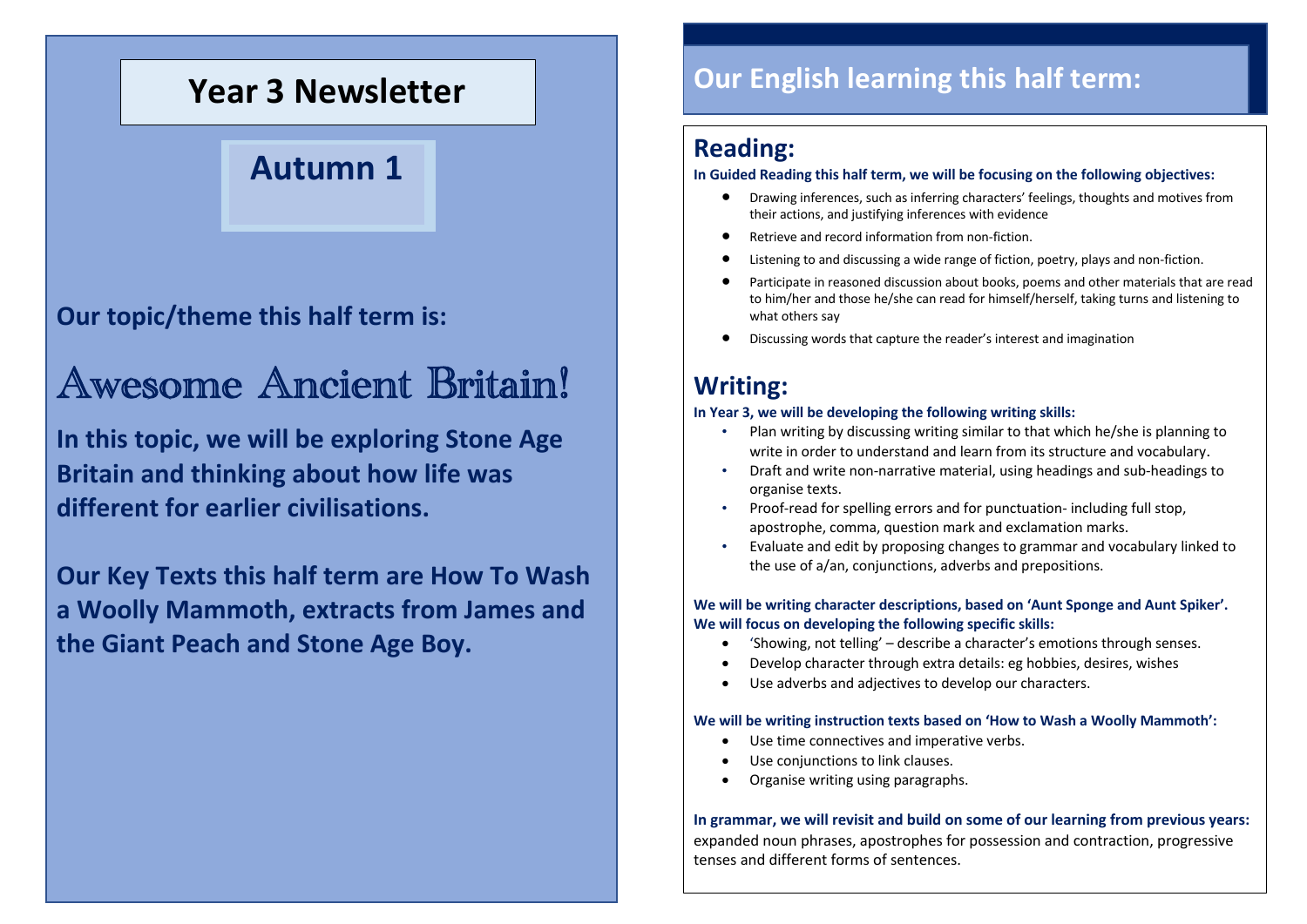# Year 3 Newsletter

## Autumn 1

**Our topic/theme this half term is:**

## Awesome Ancient Britain!

**In this topic, we will be exploring Stone Age Britain and thinking about how life was different for earlier civilisations.**

**Our Key Texts this half term are How To Wash a Woolly Mammoth, extracts from James and the Giant Peach and Stone Age Boy.**

## Our English learning this half term:

### Reading:

**In Guided Reading this half term, we will be focusing on the following objectives:**

- Drawing inferences, such as inferring characters' feelings, thoughts and motives from their actions, and justifying inferences with evidence
- Retrieve and record information from non-fiction.
- Listening to and discussing a wide range of fiction, poetry, plays and non-fiction.
- Participate in reasoned discussion about books, poems and other materials that are read to him/her and those he/she can read for himself/herself, taking turns and listening to what others say
- Discussing words that capture the reader's interest and imagination

### Writing:

**In Year 3, we will be developing the following writing skills:**

- Plan writing by discussing writing similar to that which he/she is planning to write in order to understand and learn from its structure and vocabulary.
- Draft and write non-narrative material, using headings and sub-headings to organise texts.
- Proof-read for spelling errors and for punctuation- including full stop, apostrophe, comma, question mark and exclamation marks.
- Evaluate and edit by proposing changes to grammar and vocabulary linked to the use of a/an, conjunctions, adverbs and prepositions.

**We will be writing character descriptions, based on 'Aunt Sponge and Aunt Spiker'. We will focus on developing the following specific skills:**

- 'Showing, not telling' – describe a character's emotions through senses.
- Develop character through extra details: eg hobbies, desires, wishes
- Use adverbs and adjectives to develop our characters.

**We will be writing instruction texts based on 'How to Wash a Woolly Mammoth':**

- Use time connectives and imperative verbs.
- Use conjunctions to link clauses.
- Organise writing using paragraphs.

**In grammar, we will revisit and build on some of our learning from previous years:** expanded noun phrases, apostrophes for possession and contraction, progressive tenses and different forms of sentences.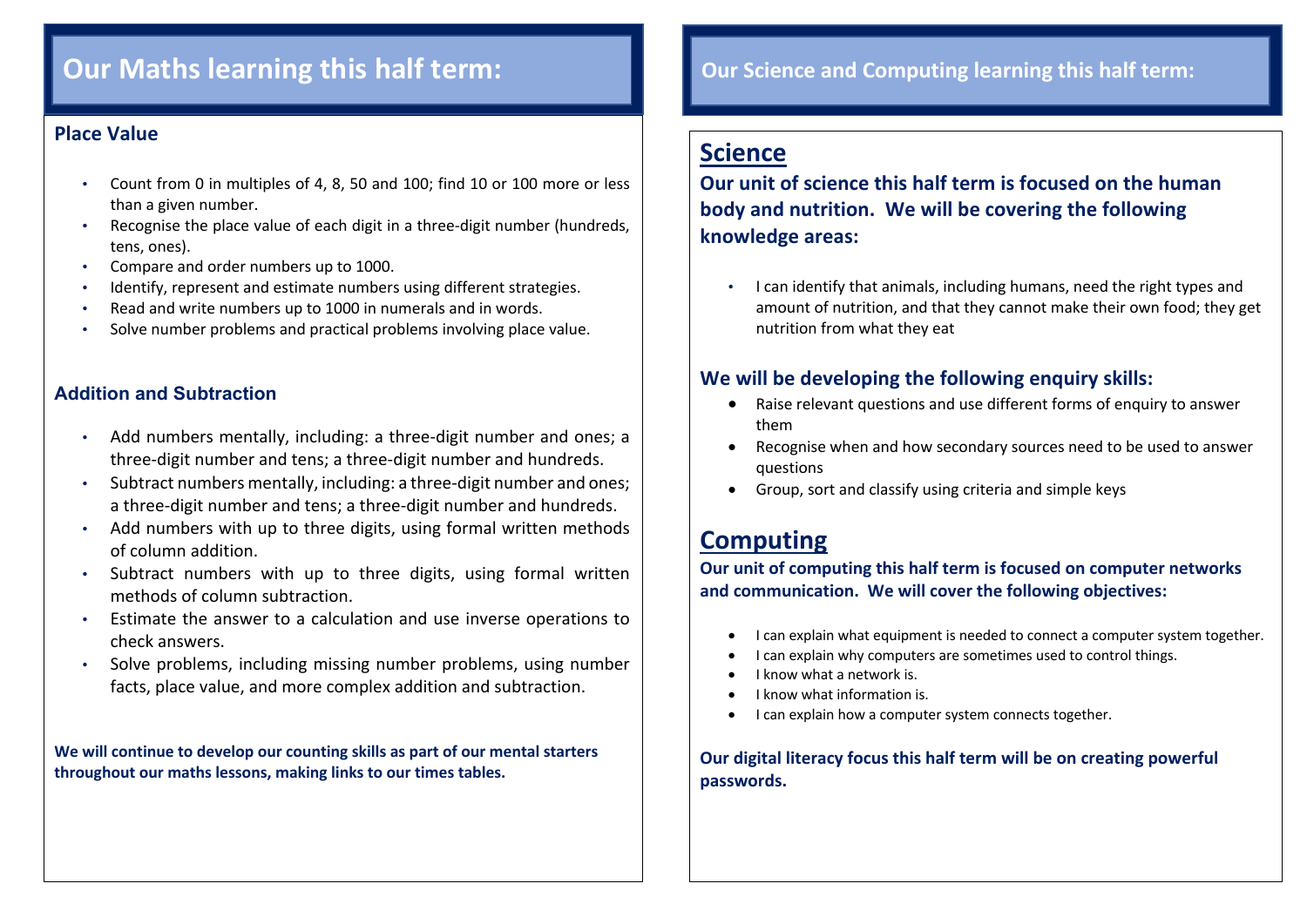# Our Maths learning this half term:

### Place Value

- Count from 0 in multiples of 4, 8, 50 and 100; find 10 or 100 more or less than a given number.
- Recognise the place value of each digit in a three-digit number (hundreds, tens, ones).
- Compare and order numbers up to 1000.
- Identify, represent and estimate numbers using different strategies.
- Read and write numbers up to 1000 in numerals and in words.
- Solve number problems and practical problems involving place value.

### Addition and Subtraction

- Add numbers mentally, including: a three-digit number and ones; a three-digit number and tens; a three-digit number and hundreds.
- Subtract numbers mentally, including: a three-digit number and ones; a three-digit number and tens; a three-digit number and hundreds.
- Add numbers with up to three digits, using formal written methods of column addition.
- Subtract numbers with up to three digits, using formal written methods of column subtraction.
- Estimate the answer to a calculation and use inverse operations to check answers.
- Solve problems, including missing number problems, using number facts, place value, and more complex addition and subtraction.

**We will continue to develop our counting skills as part of our mental starters throughout our maths lessons, making links to our times tables.**

# Our Science and Computing learning this half term:

## Science

**Our unit of science this half term is focused on the human body and nutrition. We will be covering the following knowledge areas:**

- I can identify that animals, including humans, need the right types and amount of nutrition, and that they cannot make their own food; they get nutrition from what they eat

### We will be developing the following enquiry skills:

- Raise relevant questions and use different forms of enquiry to answer them
- Recognise when and how secondary sources need to be used to answer questions
- Group, sort and classify using criteria and simple keys

## Computing

**Our unit of computing this half term is focused on computer networks and communication. We will cover the following objectives:**

- I can explain what equipment is needed to connect a computer system together.
- I can explain why computers are sometimes used to control things.
- I know what a network is.
- I know what information is.
- I can explain how a computer system connects together.

**Our digital literacy focus this half term will be on creating powerful passwords.**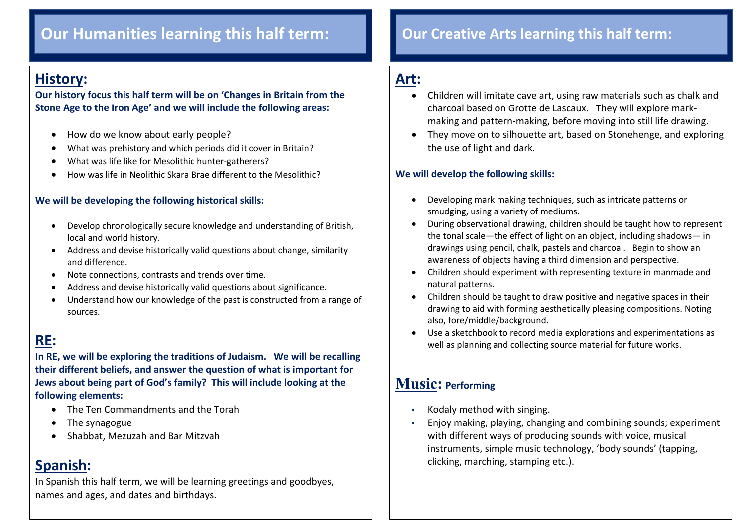# Our Humanities learning this half term:

## History:

**Our history focus this half term will be on 'Changes in Britain from the Stone Age to the Iron Age' and we will include the following areas:**

- How do we know about early people?
- What was prehistory and which periods did it cover in Britain?
- What was life like for Mesolithic hunter-gatherers?
- How was life in Neolithic Skara Brae different to the Mesolithic?

**We will be developing the following historical skills:**

- Develop chronologically secure knowledge and understanding of British, local and world history.
- Address and devise historically valid questions about change, similarity and difference.
- Note connections, contrasts and trends over time.
- Address and devise historically valid questions about significance.
- Understand how our knowledge of the past is constructed from a range of sources.

## RE:

**In RE, we will be exploring the traditions of Judaism. We will be recalling their different beliefs, and answer the question of what is important for Jews about being part of God's family? This will include looking at the following elements:**

- The Ten Commandments and the Torah
- The synagogue
- Shabbat, Mezuzah and Bar Mitzvah

## Spanish:

In Spanish this half term, we will be learning greetings and goodbyes, names and ages, and dates and birthdays.

# Our Creative Arts learning this half term:

## Art:

- Children will imitate cave art, using raw materials such as chalk and charcoal based on Grotte de Lascaux. They will explore mark-making and pattern-making, before moving into still life drawing.
- They move on to silhouette art, based on Stonehenge, and exploring the use of light and dark.

**We will develop the following skills:**

- Developing mark making techniques, such as intricate patterns or smudging, using a variety of mediums.
- During observational drawing, children should be taught how to represent the tonal scale—the effect of light on an object, including shadows— in drawings using pencil, chalk, pastels and charcoal. Begin to show an awareness of objects having a third dimension and perspective.
- Children should experiment with representing texture in manmade and natural patterns.
- Children should be taught to draw positive and negative spaces in their drawing to aid with forming aesthetically pleasing compositions. Noting also, fore/middle/background.
- Use a sketchbook to record media explorations and experimentations as well as planning and collecting source material for future works.

## Music: **Performing**

- Kodaly method with singing.
- Enjoy making, playing, changing and combining sounds; experiment with different ways of producing sounds with voice, musical instruments, simple music technology, 'body sounds' (tapping, clicking, marching, stamping etc.).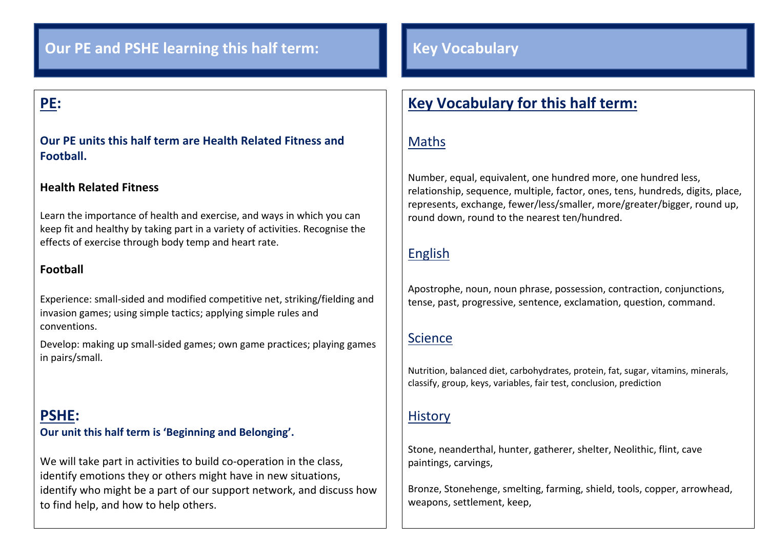## Our PE and PSHE learning this half term:

### PE:

**Our PE units this half term are Health Related Fitness and Football.**

**Health Related Fitness**

Learn the importance of health and exercise, and ways in which you can keep fit and healthy by taking part in a variety of activities. Recognise the effects of exercise through body temp and heart rate.

**Football**

Experience: small-sided and modified competitive net, striking/fielding and invasion games; using simple tactics; applying simple rules and conventions.

Develop: making up small-sided games; own game practices; playing games in pairs/small.

### PSHE:

**Our unit this half term is 'Beginning and Belonging'.**

We will take part in activities to build co-operation in the class, identify emotions they or others might have in new situations, identify who might be a part of our support network, and discuss how to find help, and how to help others.

## Key Vocabulary

### Key Vocabulary for this half term:

#### Maths

Number, equal, equivalent, one hundred more, one hundred less, relationship, sequence, multiple, factor, ones, tens, hundreds, digits, place, represents, exchange, fewer/less/smaller, more/greater/bigger, round up, round down, round to the nearest ten/hundred.

#### English

Apostrophe, noun, noun phrase, possession, contraction, conjunctions, tense, past, progressive, sentence, exclamation, question, command.

#### Science

Nutrition, balanced diet, carbohydrates, protein, fat, sugar, vitamins, minerals, classify, group, keys, variables, fair test, conclusion, prediction

#### History

Stone, neanderthal, hunter, gatherer, shelter, Neolithic, flint, cave paintings, carvings,

Bronze, Stonehenge, smelting, farming, shield, tools, copper, arrowhead, weapons, settlement, keep,